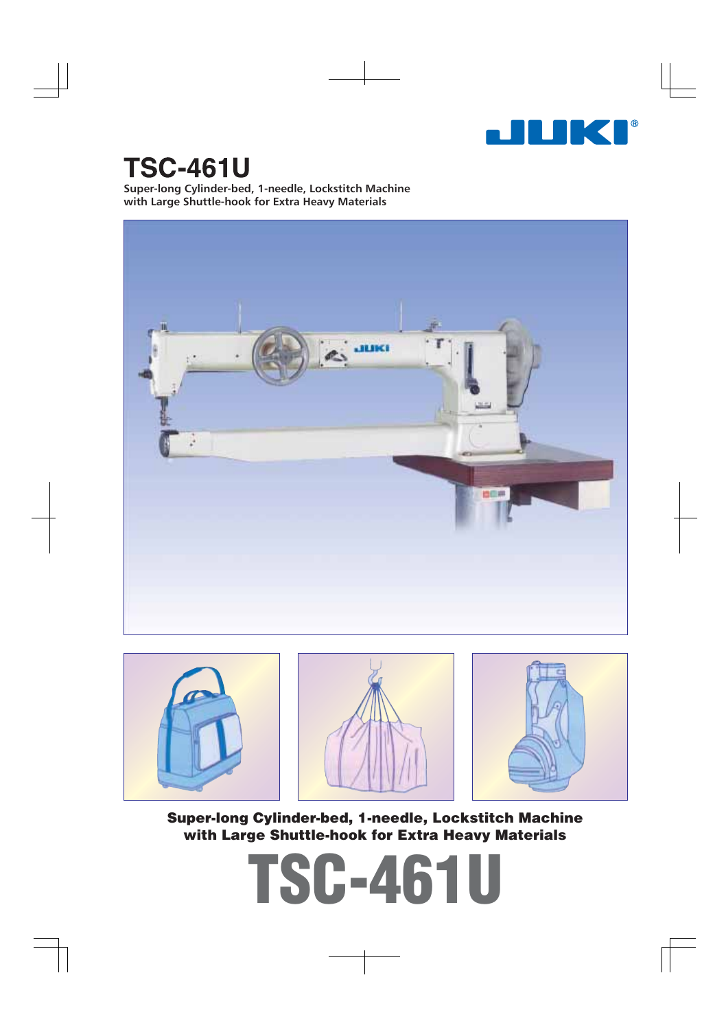# TSC-461U

**Super-long Cylinder-bed, 1-needle, Lockstitch Machine with Large Shuttle-hook for Extra Heavy Materials**

**Super-long Cylinder-bed, 1-needle, Lockstitch Machine with Large Shuttle-hook for Extra Heavy Materials**

# TSC-461U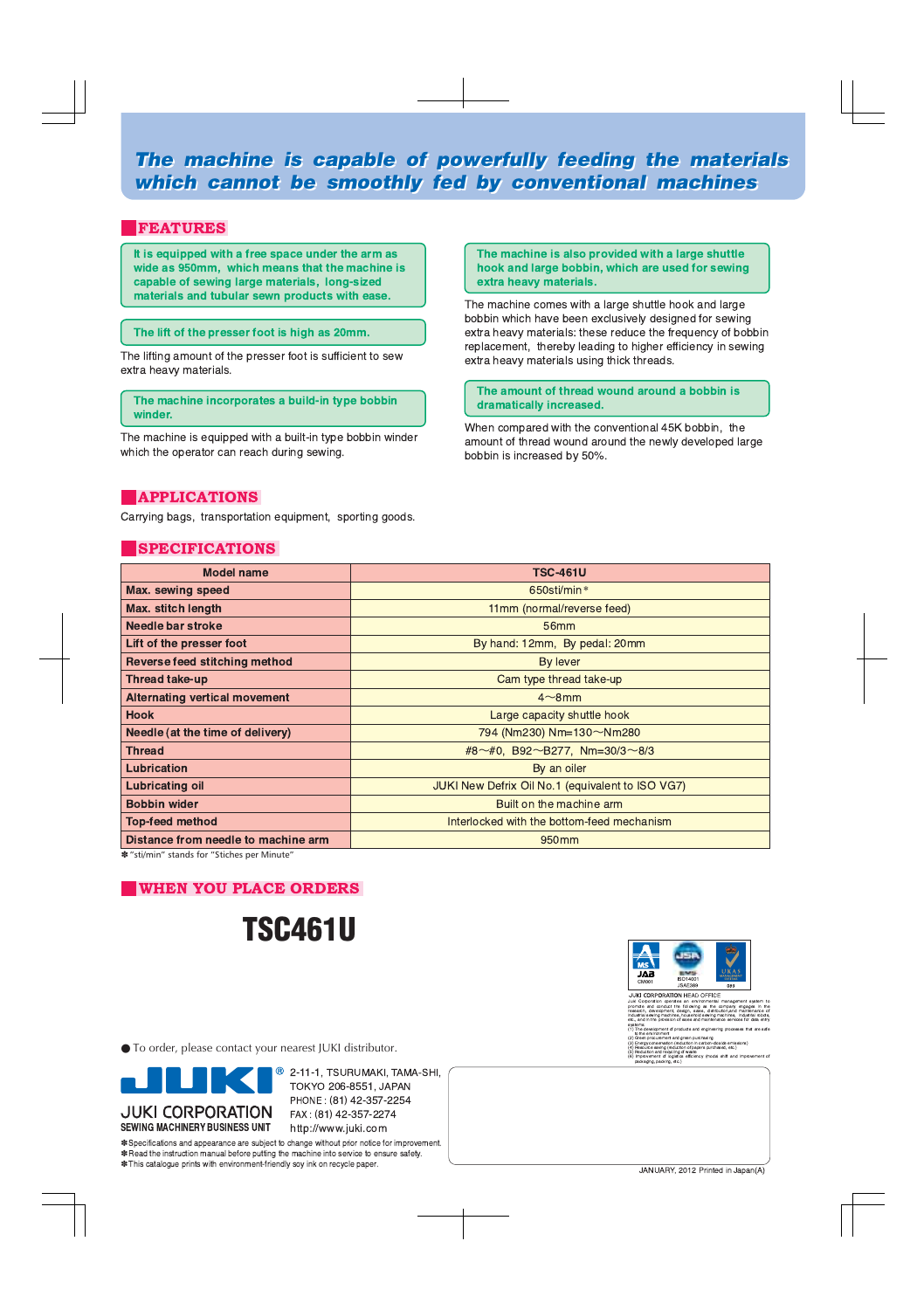# The machine is capable of powerfully feeding the materials which cannot be smoothly fed by conventional machines

## FEATURES

**It is equipped with a free space under the arm as wide as 950mm, which means that the machine is capable of sewing large materials, long-sized materials and tubular sewn products with ease.**

**The lift of the presser foot is high as 20mm.**

The lifting amount of the presser foot is sufficient to sew extra heavy materials.

**The machine incorporates a build-in type bobbin winder.**

The machine is equipped with a built-in type bobbin winder which the operator can reach during sewing.

**The machine is also provided with a large shuttle hook and large bobbin, which are used for sewing extra heavy materials.**

The machine comes with a large shuttle hook and large bobbin which have been exclusively designed for sewing extra heavy materials: these reduce the frequency of bobbin replacement, thereby leading to higher efficiency in sewing extra heavy materials using thick threads.

**The amount of thread wound around a bobbin is dramatically increased.**

When compared with the conventional 45K bobbin, the amount of thread wound around the newly developed large bobbin is increased by 50%.

## APPLICATIONS

Carrying bags, transportation equipment, sporting goods.

## SPECIFICATIONS

| Model name | TSC-461U |
|---|---|
| Max. sewing speed | 650sti/min* |
| Max. stitch length | 11mm (normal/reverse feed) |
| Needle bar stroke | 56mm |
| Lift of the presser foot | By hand: 12mm, By pedal: 20mm |
| Reverse feed stitching method | By lever |
| Thread take-up | Cam type thread take-up |
| Alternating vertical movement | 4～8mm |
| Hook | Large capacity shuttle hook |
| Needle (at the time of delivery) | 794 (Nm230) Nm=130～Nm280 |
| Thread | #8～#0, B92～B277, Nm=30/3～8/3 |
| Lubrication | By an oiler |
| Lubricating oil | JUKI New Defrix Oil No.1 (equivalent to ISO VG7) |
| Bobbin wider | Built on the machine arm |
| Top-feed method | Interlocked with the bottom-feed mechanism |
| Distance from needle to machine arm | 950mm |

* "sti/min" stands for "Stiches per Minute"

## WHEN YOU PLACE ORDERS

**TSC461U**

● To order, please contact your nearest JUKI distributor.

JUKI CORPORATION
SEWING MACHINERY BUSINESS UNIT

2-11-1, TSURUMAKI, TAMA-SHI,
TOKYO 206-8551, JAPAN
PHONE : (81) 42-357-2254
FAX : (81) 42-357-2274
http://www.juki.com

* Specifications and appearance are subject to change without prior notice for improvement.
* Read the instruction manual before putting the machine into service to ensure safety.
* This catalogue prints with environment-friendly soy ink on recycle paper.

JANUARY, 2012 Printed in Japan(A)